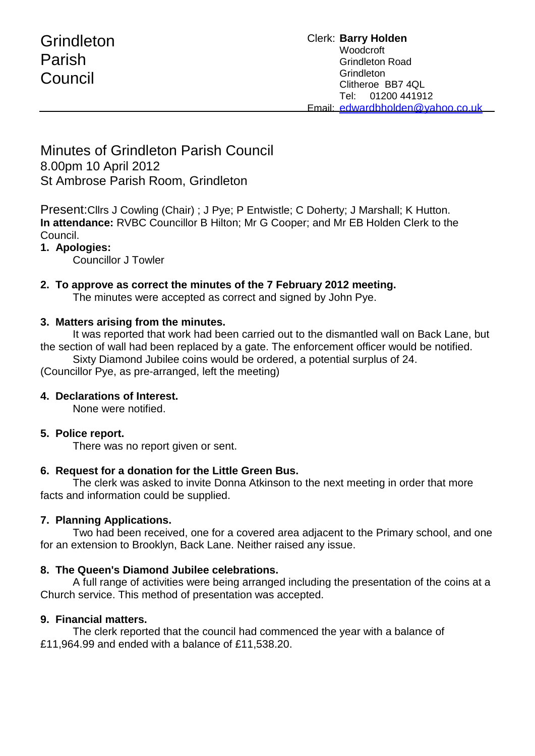Grindleton
Parish
Council

Clerk: **Barry Holden**
Woodcroft
Grindleton Road
Grindleton
Clitheroe BB7 4QL
Tel: 01200 441912
Email: edwardbholden@yahoo.co.uk

# Minutes of Grindleton Parish Council

8.00pm 10 April 2012
St Ambrose Parish Room, Grindleton

Present: Cllrs J Cowling (Chair) ; J Pye; P Entwistle; C Doherty; J Marshall; K Hutton.
**In attendance:** RVBC Councillor B Hilton; Mr G Cooper; and Mr EB Holden Clerk to the Council.

1. **Apologies:**
   Councillor J Towler

2. **To approve as correct the minutes of the 7 February 2012 meeting.**
   The minutes were accepted as correct and signed by John Pye.

3. **Matters arising from the minutes.**
   It was reported that work had been carried out to the dismantled wall on Back Lane, but the section of wall had been replaced by a gate. The enforcement officer would be notified.
   Sixty Diamond Jubilee coins would be ordered, a potential surplus of 24.
   (Councillor Pye, as pre-arranged, left the meeting)

4. **Declarations of Interest.**
   None were notified.

5. **Police report.**
   There was no report given or sent.

6. **Request for a donation for the Little Green Bus.**
   The clerk was asked to invite Donna Atkinson to the next meeting in order that more facts and information could be supplied.

7. **Planning Applications.**
   Two had been received, one for a covered area adjacent to the Primary school, and one for an extension to Brooklyn, Back Lane. Neither raised any issue.

8. **The Queen's Diamond Jubilee celebrations.**
   A full range of activities were being arranged including the presentation of the coins at a Church service. This method of presentation was accepted.

9. **Financial matters.**
   The clerk reported that the council had commenced the year with a balance of £11,964.99 and ended with a balance of £11,538.20.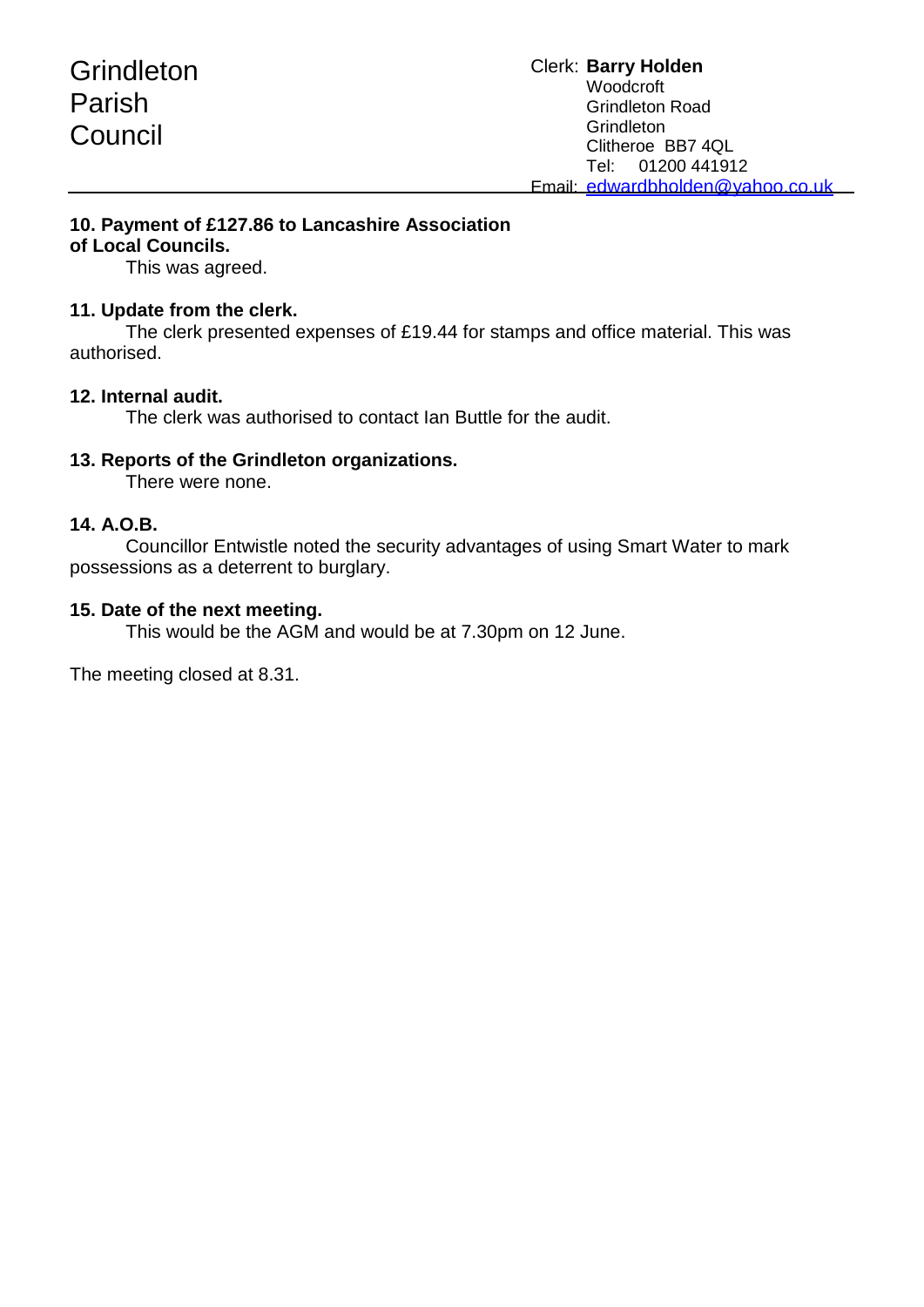Grindleton
Parish
Council

Clerk: **Barry Holden**
Woodcroft
Grindleton Road
Grindleton
Clitheroe BB7 4QL
Tel: 01200 441912
Email: edwardbholden@yahoo.co.uk

**10. Payment of £127.86 to Lancashire Association of Local Councils.**

This was agreed.

**11. Update from the clerk.**

The clerk presented expenses of £19.44 for stamps and office material. This was authorised.

**12. Internal audit.**

The clerk was authorised to contact Ian Buttle for the audit.

**13. Reports of the Grindleton organizations.**

There were none.

**14. A.O.B.**

Councillor Entwistle noted the security advantages of using Smart Water to mark possessions as a deterrent to burglary.

**15. Date of the next meeting.**

This would be the AGM and would be at 7.30pm on 12 June.

The meeting closed at 8.31.